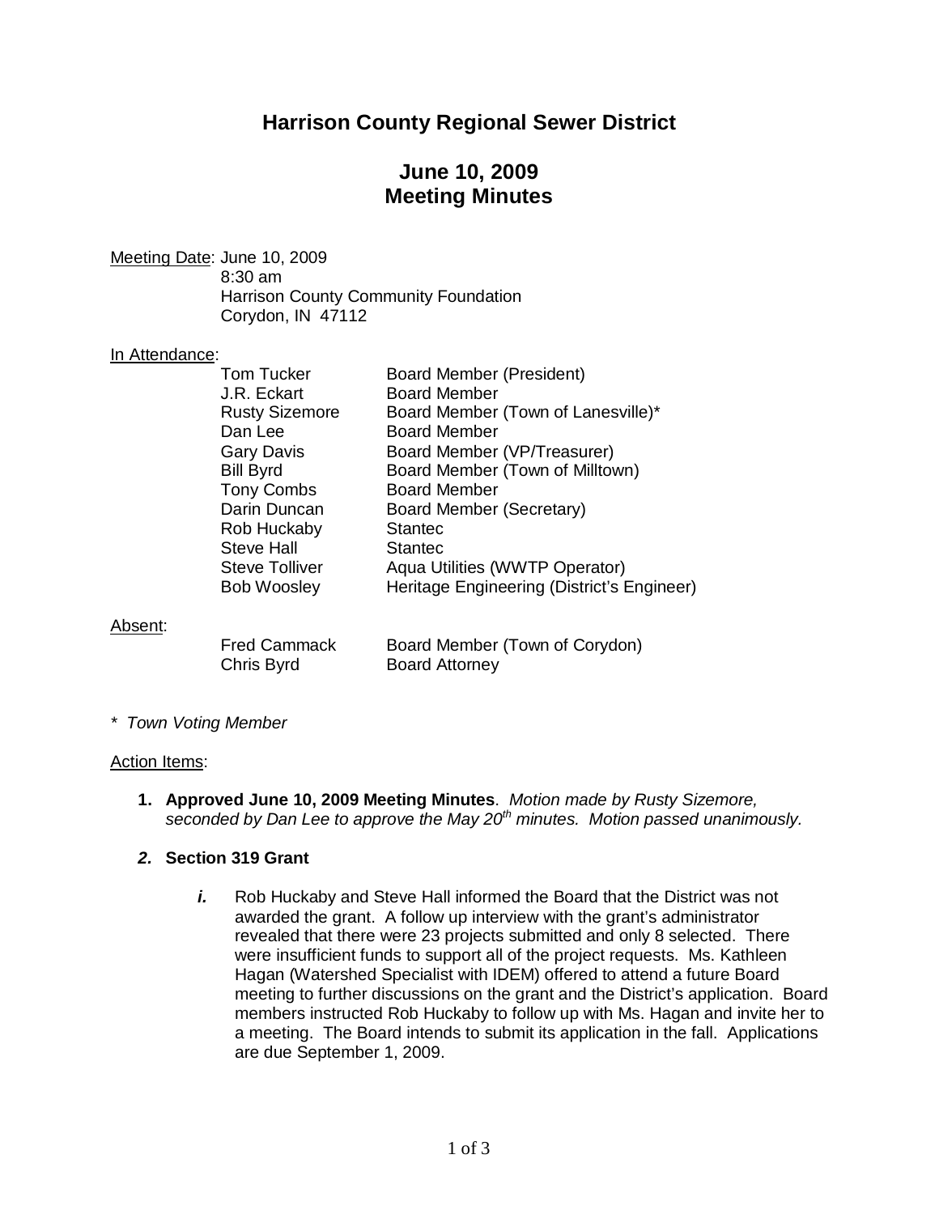# Harrison County Regional Sewer District

## June 10, 2009
## Meeting Minutes

Meeting Date: June 10, 2009
8:30 am
Harrison County Community Foundation
Corydon, IN 47112

In Attendance:

| | |
|---|---|
| Tom Tucker | Board Member (President) |
| J.R. Eckart | Board Member |
| Rusty Sizemore | Board Member (Town of Lanesville)* |
| Dan Lee | Board Member |
| Gary Davis | Board Member (VP/Treasurer) |
| Bill Byrd | Board Member (Town of Milltown) |
| Tony Combs | Board Member |
| Darin Duncan | Board Member (Secretary) |
| Rob Huckaby | Stantec |
| Steve Hall | Stantec |
| Steve Tolliver | Aqua Utilities (WWTP Operator) |
| Bob Woosley | Heritage Engineering (District's Engineer) |

Absent:

| | |
|---|---|
| Fred Cammack | Board Member (Town of Corydon) |
| Chris Byrd | Board Attorney |

*\* Town Voting Member*

Action Items:

1. **Approved June 10, 2009 Meeting Minutes**. *Motion made by Rusty Sizemore, seconded by Dan Lee to approve the May 20th minutes. Motion passed unanimously.*

2. **Section 319 Grant**

   ***i.*** Rob Huckaby and Steve Hall informed the Board that the District was not awarded the grant. A follow up interview with the grant's administrator revealed that there were 23 projects submitted and only 8 selected. There were insufficient funds to support all of the project requests. Ms. Kathleen Hagan (Watershed Specialist with IDEM) offered to attend a future Board meeting to further discussions on the grant and the District's application. Board members instructed Rob Huckaby to follow up with Ms. Hagan and invite her to a meeting. The Board intends to submit its application in the fall. Applications are due September 1, 2009.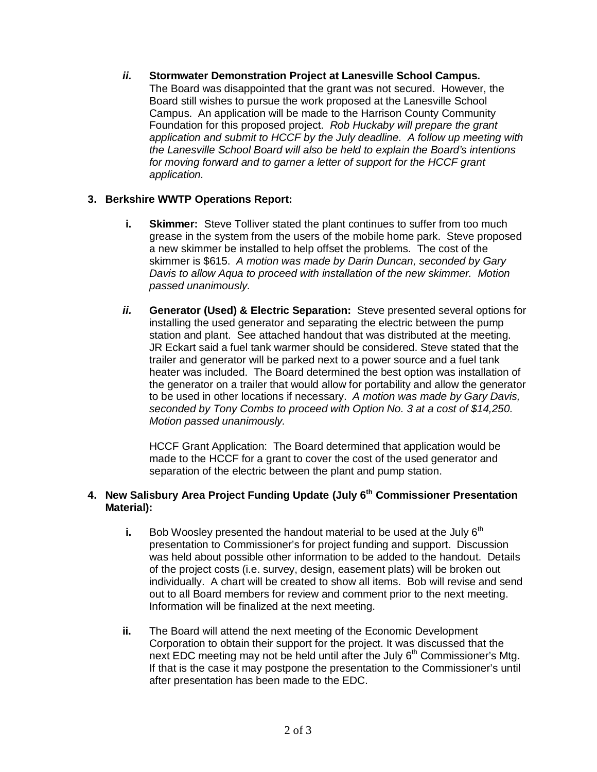*ii.* **Stormwater Demonstration Project at Lanesville School Campus.**
The Board was disappointed that the grant was not secured. However, the Board still wishes to pursue the work proposed at the Lanesville School Campus. An application will be made to the Harrison County Community Foundation for this proposed project. *Rob Huckaby will prepare the grant application and submit to HCCF by the July deadline. A follow up meeting with the Lanesville School Board will also be held to explain the Board's intentions for moving forward and to garner a letter of support for the HCCF grant application.*

**3. Berkshire WWTP Operations Report:**

**i. Skimmer:** Steve Tolliver stated the plant continues to suffer from too much grease in the system from the users of the mobile home park. Steve proposed a new skimmer be installed to help offset the problems. The cost of the skimmer is $615. *A motion was made by Darin Duncan, seconded by Gary Davis to allow Aqua to proceed with installation of the new skimmer. Motion passed unanimously.*

***ii.* Generator (Used) & Electric Separation:** Steve presented several options for installing the used generator and separating the electric between the pump station and plant. See attached handout that was distributed at the meeting. JR Eckart said a fuel tank warmer should be considered. Steve stated that the trailer and generator will be parked next to a power source and a fuel tank heater was included. The Board determined the best option was installation of the generator on a trailer that would allow for portability and allow the generator to be used in other locations if necessary. *A motion was made by Gary Davis, seconded by Tony Combs to proceed with Option No. 3 at a cost of $14,250. Motion passed unanimously.*

HCCF Grant Application: The Board determined that application would be made to the HCCF for a grant to cover the cost of the used generator and separation of the electric between the plant and pump station.

**4. New Salisbury Area Project Funding Update (July 6th Commissioner Presentation Material):**

**i.** Bob Woosley presented the handout material to be used at the July 6th presentation to Commissioner's for project funding and support. Discussion was held about possible other information to be added to the handout. Details of the project costs (i.e. survey, design, easement plats) will be broken out individually. A chart will be created to show all items. Bob will revise and send out to all Board members for review and comment prior to the next meeting. Information will be finalized at the next meeting.

**ii.** The Board will attend the next meeting of the Economic Development Corporation to obtain their support for the project. It was discussed that the next EDC meeting may not be held until after the July 6th Commissioner's Mtg. If that is the case it may postpone the presentation to the Commissioner's until after presentation has been made to the EDC.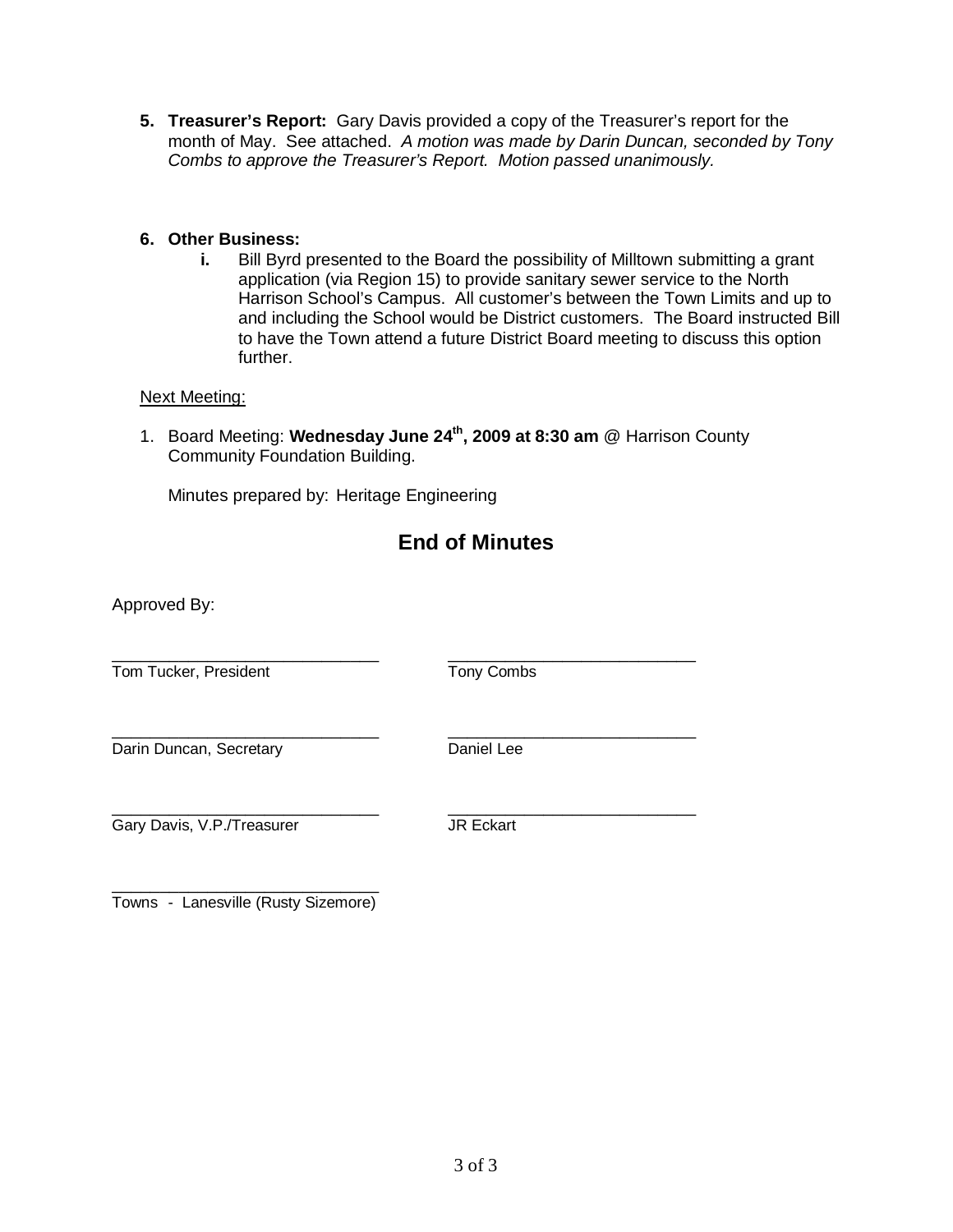5. **Treasurer's Report:** Gary Davis provided a copy of the Treasurer's report for the month of May. See attached. *A motion was made by Darin Duncan, seconded by Tony Combs to approve the Treasurer's Report. Motion passed unanimously.*

6. **Other Business:**
   - **i.** Bill Byrd presented to the Board the possibility of Milltown submitting a grant application (via Region 15) to provide sanitary sewer service to the North Harrison School's Campus. All customer's between the Town Limits and up to and including the School would be District customers. The Board instructed Bill to have the Town attend a future District Board meeting to discuss this option further.

Next Meeting:

1. Board Meeting: **Wednesday June 24th, 2009 at 8:30 am** @ Harrison County Community Foundation Building.

   Minutes prepared by: Heritage Engineering

## End of Minutes

Approved By:

| | |
|---|---|
| ____________________________ | ____________________________ |
| Tom Tucker, President | Tony Combs |
| ____________________________ | ____________________________ |
| Darin Duncan, Secretary | Daniel Lee |
| ____________________________ | ____________________________ |
| Gary Davis, V.P./Treasurer | JR Eckart |
| ____________________________ | |
| Towns - Lanesville (Rusty Sizemore) | |